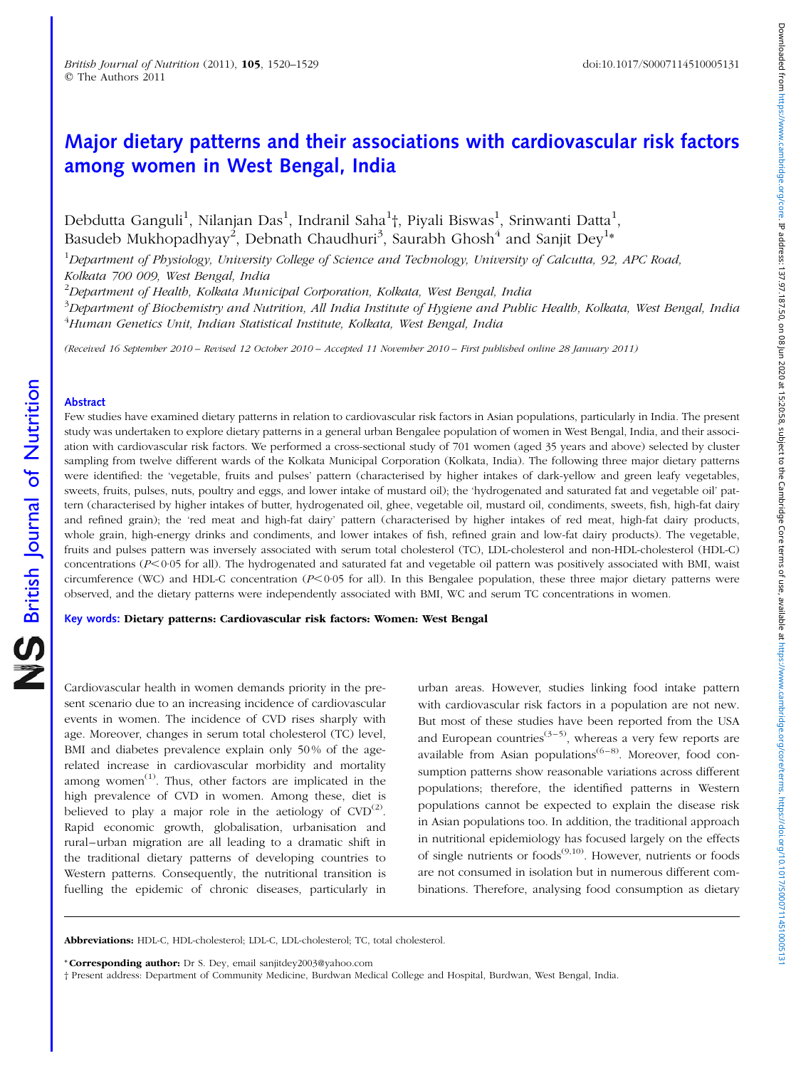# Major dietary patterns and their associations with cardiovascular risk factors among women in West Bengal, India

Debdutta Ganguli[1], Nilanjan Das[1], Indranil Saha[1]†, Piyali Biswas[1], Srinwanti Datta[1], Basudeb Mukhopadhyay[2], Debnath Chaudhuri[3], Saurabh Ghosh[4] and Sanjit Dey[1]*

[1]*Department of Physiology, University College of Science and Technology, University of Calcutta, 92, APC Road, Kolkata 700 009, West Bengal, India*

[2]*Department of Health, Kolkata Municipal Corporation, Kolkata, West Bengal, India*

[3]*Department of Biochemistry and Nutrition, All India Institute of Hygiene and Public Health, Kolkata, West Bengal, India*

[4]*Human Genetics Unit, Indian Statistical Institute, Kolkata, West Bengal, India*

*(Received 16 September 2010 – Revised 12 October 2010 – Accepted 11 November 2010 – First published online 28 January 2011)*

## Abstract

Few studies have examined dietary patterns in relation to cardiovascular risk factors in Asian populations, particularly in India. The present study was undertaken to explore dietary patterns in a general urban Bengalee population of women in West Bengal, India, and their association with cardiovascular risk factors. We performed a cross-sectional study of 701 women (aged 35 years and above) selected by cluster sampling from twelve different wards of the Kolkata Municipal Corporation (Kolkata, India). The following three major dietary patterns were identified: the 'vegetable, fruits and pulses' pattern (characterised by higher intakes of dark-yellow and green leafy vegetables, sweets, fruits, pulses, nuts, poultry and eggs, and lower intake of mustard oil); the 'hydrogenated and saturated fat and vegetable oil' pattern (characterised by higher intakes of butter, hydrogenated oil, ghee, vegetable oil, mustard oil, condiments, sweets, fish, high-fat dairy and refined grain); the 'red meat and high-fat dairy' pattern (characterised by higher intakes of red meat, high-fat dairy products, whole grain, high-energy drinks and condiments, and lower intakes of fish, refined grain and low-fat dairy products). The vegetable, fruits and pulses pattern was inversely associated with serum total cholesterol (TC), LDL-cholesterol and non-HDL-cholesterol (HDL-C) concentrations ($P<0{\cdot}05$ for all). The hydrogenated and saturated fat and vegetable oil pattern was positively associated with BMI, waist circumference (WC) and HDL-C concentration ($P<0{\cdot}05$ for all). In this Bengalee population, these three major dietary patterns were observed, and the dietary patterns were independently associated with BMI, WC and serum TC concentrations in women.

**Key words:** Dietary patterns: Cardiovascular risk factors: Women: West Bengal

Cardiovascular health in women demands priority in the present scenario due to an increasing incidence of cardiovascular events in women. The incidence of CVD rises sharply with age. Moreover, changes in serum total cholesterol (TC) level, BMI and diabetes prevalence explain only 50 % of the age-related increase in cardiovascular morbidity and mortality among women[1]. Thus, other factors are implicated in the high prevalence of CVD in women. Among these, diet is believed to play a major role in the aetiology of CVD[2]. Rapid economic growth, globalisation, urbanisation and rural–urban migration are all leading to a dramatic shift in the traditional dietary patterns of developing countries to Western patterns. Consequently, the nutritional transition is fuelling the epidemic of chronic diseases, particularly in urban areas. However, studies linking food intake pattern with cardiovascular risk factors in a population are not new. But most of these studies have been reported from the USA and European countries[3–5], whereas a very few reports are available from Asian populations[6–8]. Moreover, food consumption patterns show reasonable variations across different populations; therefore, the identified patterns in Western populations cannot be expected to explain the disease risk in Asian populations too. In addition, the traditional approach in nutritional epidemiology has focused largely on the effects of single nutrients or foods[9,10]. However, nutrients or foods are not consumed in isolation but in numerous different combinations. Therefore, analysing food consumption as dietary

**Abbreviations:** HDL-C, HDL-cholesterol; LDL-C, LDL-cholesterol; TC, total cholesterol.

\***Corresponding author:** Dr S. Dey, email sanjitdey2003@yahoo.com

† Present address: Department of Community Medicine, Burdwan Medical College and Hospital, Burdwan, West Bengal, India.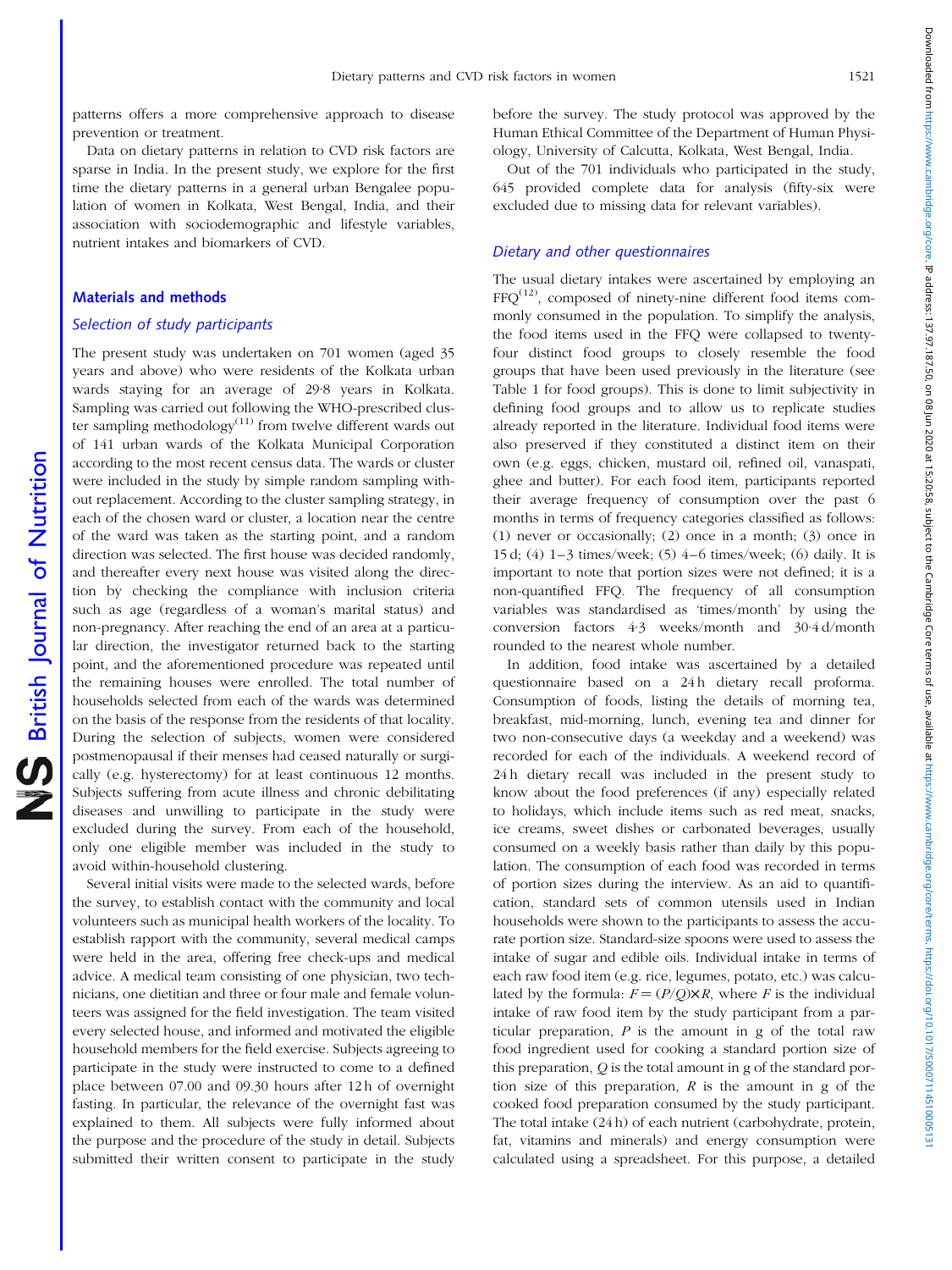patterns offers a more comprehensive approach to disease prevention or treatment.

Data on dietary patterns in relation to CVD risk factors are sparse in India. In the present study, we explore for the first time the dietary patterns in a general urban Bengalee population of women in Kolkata, West Bengal, India, and their association with sociodemographic and lifestyle variables, nutrient intakes and biomarkers of CVD.

## Materials and methods

### Selection of study participants

The present study was undertaken on 701 women (aged 35 years and above) who were residents of the Kolkata urban wards staying for an average of 29·8 years in Kolkata. Sampling was carried out following the WHO-prescribed cluster sampling methodology[11] from twelve different wards out of 141 urban wards of the Kolkata Municipal Corporation according to the most recent census data. The wards or cluster were included in the study by simple random sampling without replacement. According to the cluster sampling strategy, in each of the chosen ward or cluster, a location near the centre of the ward was taken as the starting point, and a random direction was selected. The first house was decided randomly, and thereafter every next house was visited along the direction by checking the compliance with inclusion criteria such as age (regardless of a woman's marital status) and non-pregnancy. After reaching the end of an area at a particular direction, the investigator returned back to the starting point, and the aforementioned procedure was repeated until the remaining houses were enrolled. The total number of households selected from each of the wards was determined on the basis of the response from the residents of that locality. During the selection of subjects, women were considered postmenopausal if their menses had ceased naturally or surgically (e.g. hysterectomy) for at least continuous 12 months. Subjects suffering from acute illness and chronic debilitating diseases and unwilling to participate in the study were excluded during the survey. From each of the household, only one eligible member was included in the study to avoid within-household clustering.

Several initial visits were made to the selected wards, before the survey, to establish contact with the community and local volunteers such as municipal health workers of the locality. To establish rapport with the community, several medical camps were held in the area, offering free check-ups and medical advice. A medical team consisting of one physician, two technicians, one dietitian and three or four male and female volunteers was assigned for the field investigation. The team visited every selected house, and informed and motivated the eligible household members for the field exercise. Subjects agreeing to participate in the study were instructed to come to a defined place between 07.00 and 09.30 hours after 12 h of overnight fasting. In particular, the relevance of the overnight fast was explained to them. All subjects were fully informed about the purpose and the procedure of the study in detail. Subjects submitted their written consent to participate in the study before the survey. The study protocol was approved by the Human Ethical Committee of the Department of Human Physiology, University of Calcutta, Kolkata, West Bengal, India.

Out of the 701 individuals who participated in the study, 645 provided complete data for analysis (fifty-six were excluded due to missing data for relevant variables).

### Dietary and other questionnaires

The usual dietary intakes were ascertained by employing an FFQ[12], composed of ninety-nine different food items commonly consumed in the population. To simplify the analysis, the food items used in the FFQ were collapsed to twenty-four distinct food groups to closely resemble the food groups that have been used previously in the literature (see Table 1 for food groups). This is done to limit subjectivity in defining food groups and to allow us to replicate studies already reported in the literature. Individual food items were also preserved if they constituted a distinct item on their own (e.g. eggs, chicken, mustard oil, refined oil, vanaspati, ghee and butter). For each food item, participants reported their average frequency of consumption over the past 6 months in terms of frequency categories classified as follows: (1) never or occasionally; (2) once in a month; (3) once in 15 d; (4) 1–3 times/week; (5) 4–6 times/week; (6) daily. It is important to note that portion sizes were not defined; it is a non-quantified FFQ. The frequency of all consumption variables was standardised as 'times/month' by using the conversion factors 4·3 weeks/month and 30·4 d/month rounded to the nearest whole number.

In addition, food intake was ascertained by a detailed questionnaire based on a 24 h dietary recall proforma. Consumption of foods, listing the details of morning tea, breakfast, mid-morning, lunch, evening tea and dinner for two non-consecutive days (a weekday and a weekend) was recorded for each of the individuals. A weekend record of 24 h dietary recall was included in the present study to know about the food preferences (if any) especially related to holidays, which include items such as red meat, snacks, ice creams, sweet dishes or carbonated beverages, usually consumed on a weekly basis rather than daily by this population. The consumption of each food was recorded in terms of portion sizes during the interview. As an aid to quantification, standard sets of common utensils used in Indian households were shown to the participants to assess the accurate portion size. Standard-size spoons were used to assess the intake of sugar and edible oils. Individual intake in terms of each raw food item (e.g. rice, legumes, potato, etc.) was calculated by the formula: $F = (P/Q) \times R$, where $F$ is the individual intake of raw food item by the study participant from a particular preparation, $P$ is the amount in g of the total raw food ingredient used for cooking a standard portion size of this preparation, $Q$ is the total amount in g of the standard portion size of this preparation, $R$ is the amount in g of the cooked food preparation consumed by the study participant. The total intake (24 h) of each nutrient (carbohydrate, protein, fat, vitamins and minerals) and energy consumption were calculated using a spreadsheet. For this purpose, a detailed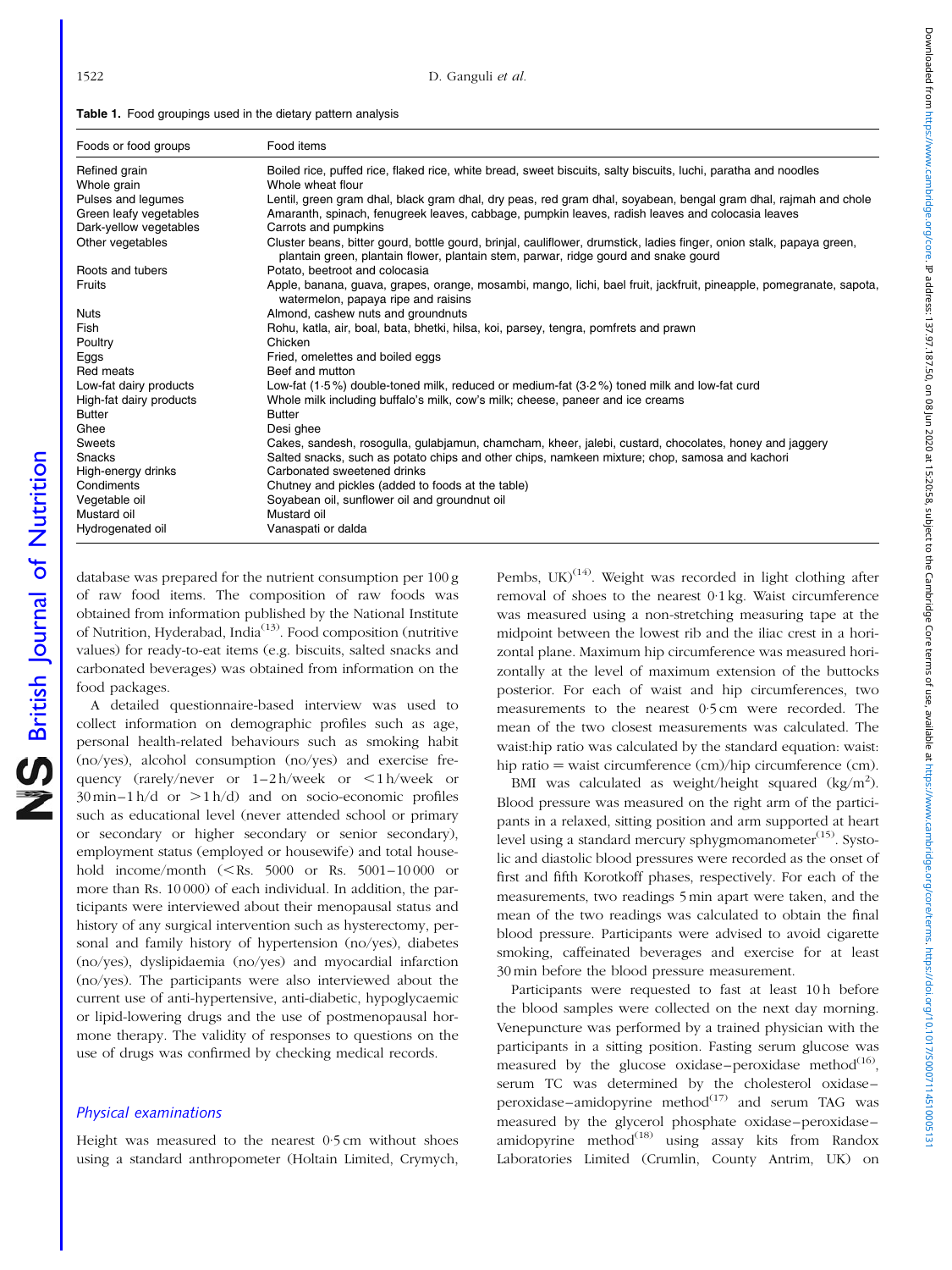**Table 1.** Food groupings used in the dietary pattern analysis

| Foods or food groups | Food items |
| --- | --- |
| Refined grain | Boiled rice, puffed rice, flaked rice, white bread, sweet biscuits, salty biscuits, luchi, paratha and noodles |
| Whole grain | Whole wheat flour |
| Pulses and legumes | Lentil, green gram dhal, black gram dhal, dry peas, red gram dhal, soyabean, bengal gram dhal, rajmah and chole |
| Green leafy vegetables | Amaranth, spinach, fenugreek leaves, cabbage, pumpkin leaves, radish leaves and colocasia leaves |
| Dark-yellow vegetables | Carrots and pumpkins |
| Other vegetables | Cluster beans, bitter gourd, bottle gourd, brinjal, cauliflower, drumstick, ladies finger, onion stalk, papaya green, plantain green, plantain flower, plantain stem, parwar, ridge gourd and snake gourd |
| Roots and tubers | Potato, beetroot and colocasia |
| Fruits | Apple, banana, guava, grapes, orange, mosambi, mango, lichi, bael fruit, jackfruit, pineapple, pomegranate, sapota, watermelon, papaya ripe and raisins |
| Nuts | Almond, cashew nuts and groundnuts |
| Fish | Rohu, katla, air, boal, bata, bhetki, hilsa, koi, parsey, tengra, pomfrets and prawn |
| Poultry | Chicken |
| Eggs | Fried, omelettes and boiled eggs |
| Red meats | Beef and mutton |
| Low-fat dairy products | Low-fat (1·5 %) double-toned milk, reduced or medium-fat (3·2 %) toned milk and low-fat curd |
| High-fat dairy products | Whole milk including buffalo's milk, cow's milk; cheese, paneer and ice creams |
| Butter | Butter |
| Ghee | Desi ghee |
| Sweets | Cakes, sandesh, rosogulla, gulabjamun, chamcham, kheer, jalebi, custard, chocolates, honey and jaggery |
| Snacks | Salted snacks, such as potato chips and other chips, namkeen mixture; chop, samosa and kachori |
| High-energy drinks | Carbonated sweetened drinks |
| Condiments | Chutney and pickles (added to foods at the table) |
| Vegetable oil | Soyabean oil, sunflower oil and groundnut oil |
| Mustard oil | Mustard oil |
| Hydrogenated oil | Vanaspati or dalda |

database was prepared for the nutrient consumption per 100 g of raw food items. The composition of raw foods was obtained from information published by the National Institute of Nutrition, Hyderabad, India[13]. Food composition (nutritive values) for ready-to-eat items (e.g. biscuits, salted snacks and carbonated beverages) was obtained from information on the food packages.

A detailed questionnaire-based interview was used to collect information on demographic profiles such as age, personal health-related behaviours such as smoking habit (no/yes), alcohol consumption (no/yes) and exercise frequency (rarely/never or 1–2 h/week or <1 h/d or 30 min–1 h/d or >1 h/d) and on socio-economic profiles such as educational level (never attended school or primary or secondary or higher secondary or senior secondary), employment status (employed or housewife) and total household income/month (<Rs. 5000 or Rs. 5001–10 000 or more than Rs. 10 000) of each individual. In addition, the participants were interviewed about their menopausal status and history of any surgical intervention such as hysterectomy, personal and family history of hypertension (no/yes), diabetes (no/yes), dyslipidaemia (no/yes) and myocardial infarction (no/yes). The participants were also interviewed about the current use of anti-hypertensive, anti-diabetic, hypoglycaemic or lipid-lowering drugs and the use of postmenopausal hormone therapy. The validity of responses to questions on the use of drugs was confirmed by checking medical records.

### *Physical examinations*

Height was measured to the nearest 0·5 cm without shoes using a standard anthropometer (Holtain Limited, Crymych, Pembs, UK)[14]. Weight was recorded in light clothing after removal of shoes to the nearest 0·1 kg. Waist circumference was measured using a non-stretching measuring tape at the midpoint between the lowest rib and the iliac crest in a horizontal plane. Maximum hip circumference was measured horizontally at the level of maximum extension of the buttocks posterior. For each of waist and hip circumferences, two measurements to the nearest 0·5 cm were recorded. The mean of the two closest measurements was calculated. The waist:hip ratio was calculated by the standard equation: waist: hip ratio = waist circumference (cm)/hip circumference (cm).

BMI was calculated as weight/height squared (kg/m$^2$). Blood pressure was measured on the right arm of the participants in a relaxed, sitting position and arm supported at heart level using a standard mercury sphygmomanometer[15]. Systolic and diastolic blood pressures were recorded as the onset of first and fifth Korotkoff phases, respectively. For each of the measurements, two readings 5 min apart were taken, and the mean of the two readings was calculated to obtain the final blood pressure. Participants were advised to avoid cigarette smoking, caffeinated beverages and exercise for at least 30 min before the blood pressure measurement.

Participants were requested to fast at least 10 h before the blood samples were collected on the next day morning. Venepuncture was performed by a trained physician with the participants in a sitting position. Fasting serum glucose was measured by the glucose oxidase–peroxidase method[16], serum TC was determined by the cholesterol oxidase–peroxidase–amidopyrine method[17] and serum TAG was measured by the glycerol phosphate oxidase–peroxidase–amidopyrine method[18] using assay kits from Randox Laboratories Limited (Crumlin, County Antrim, UK) on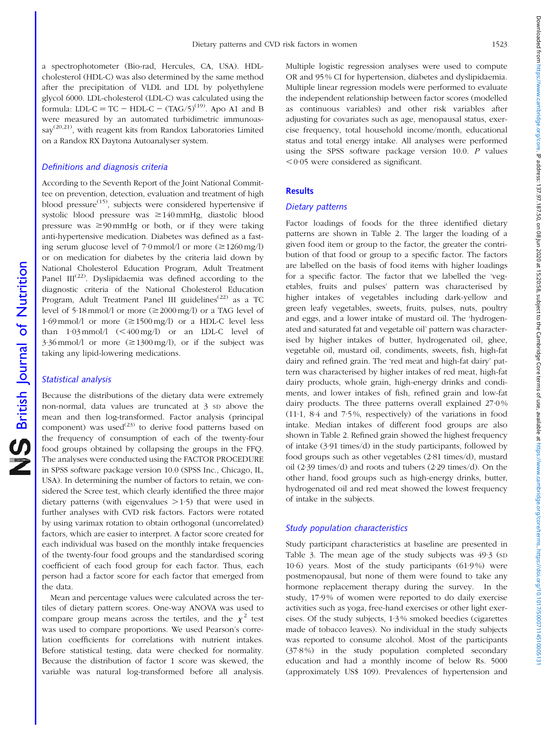a spectrophotometer (Bio-rad, Hercules, CA, USA). HDL-cholesterol (HDL-C) was also determined by the same method after the precipitation of VLDL and LDL by polyethylene glycol 6000. LDL-cholesterol (LDL-C) was calculated using the formula: LDL-C = TC − HDL-C − (TAG/5)[19]. Apo A1 and B were measured by an automated turbidimetric immunoassay[20,21], with reagent kits from Randox Laboratories Limited on a Randox RX Daytona Autoanalyser system.

### Definitions and diagnosis criteria

According to the Seventh Report of the Joint National Committee on prevention, detection, evaluation and treatment of high blood pressure[15], subjects were considered hypertensive if systolic blood pressure was ≥140 mmHg, diastolic blood pressure was ≥90 mmHg or both, or if they were taking anti-hypertensive medication. Diabetes was defined as a fasting serum glucose level of 7·0 mmol/l or more (≥1260 mg/l) or on medication for diabetes by the criteria laid down by National Cholesterol Education Program, Adult Treatment Panel III[22]. Dyslipidaemia was defined according to the diagnostic criteria of the National Cholesterol Education Program, Adult Treatment Panel III guidelines[22] as a TC level of 5·18 mmol/l or more (≥2000 mg/l) or a TAG level of 1·69 mmol/l or more (≥1500 mg/l) or a HDL-C level less than 1·03 mmol/l (<400 mg/l) or an LDL-C level of 3·36 mmol/l or more (≥1300 mg/l), or if the subject was taking any lipid-lowering medications.

### Statistical analysis

Because the distributions of the dietary data were extremely non-normal, data values are truncated at 3 SD above the mean and then log-transformed. Factor analysis (principal component) was used[23] to derive food patterns based on the frequency of consumption of each of the twenty-four food groups obtained by collapsing the groups in the FFQ. The analyses were conducted using the FACTOR PROCEDURE in SPSS software package version 10.0 (SPSS Inc., Chicago, IL, USA). In determining the number of factors to retain, we considered the Scree test, which clearly identified the three major dietary patterns (with eigenvalues >1·5) that were used in further analyses with CVD risk factors. Factors were rotated by using varimax rotation to obtain orthogonal (uncorrelated) factors, which are easier to interpret. A factor score created for each individual was based on the monthly intake frequencies of the twenty-four food groups and the standardised scoring coefficient of each food group for each factor. Thus, each person had a factor score for each factor that emerged from the data.

Mean and percentage values were calculated across the tertiles of dietary pattern scores. One-way ANOVA was used to compare group means across the tertiles, and the $\chi^2$ test was used to compare proportions. We used Pearson's correlation coefficients for correlations with nutrient intakes. Before statistical testing, data were checked for normality. Because the distribution of factor 1 score was skewed, the variable was natural log-transformed before all analysis. Multiple logistic regression analyses were used to compute OR and 95 % CI for hypertension, diabetes and dyslipidaemia. Multiple linear regression models were performed to evaluate the independent relationship between factor scores (modelled as continuous variables) and other risk variables after adjusting for covariates such as age, menopausal status, exercise frequency, total household income/month, educational status and total energy intake. All analyses were performed using the SPSS software package version 10.0. $P$ values $<0·05$ were considered as significant.

## Results

### Dietary patterns

Factor loadings of foods for the three identified dietary patterns are shown in Table 2. The larger the loading of a given food item or group to the factor, the greater the contribution of that food or group to a specific factor. The factors are labelled on the basis of food items with higher loadings for a specific factor. The factor that we labelled the 'vegetables, fruits and pulses' pattern was characterised by higher intakes of vegetables including dark-yellow and green leafy vegetables, sweets, fruits, pulses, nuts, poultry and eggs, and a lower intake of mustard oil. The 'hydrogenated and saturated fat and vegetable oil' pattern was characterised by higher intakes of butter, hydrogenated oil, ghee, vegetable oil, mustard oil, condiments, sweets, fish, high-fat dairy and refined grain. The 'red meat and high-fat dairy' pattern was characterised by higher intakes of red meat, high-fat dairy products, whole grain, high-energy drinks and condiments, and lower intakes of fish, refined grain and low-fat dairy products. The three patterns overall explained 27·0 % (11·1, 8·4 and 7·5 %, respectively) of the variations in food intake. Median intakes of different food groups are also shown in Table 2. Refined grain showed the highest frequency of intake (3·91 times/d) in the study participants, followed by food groups such as other vegetables (2·81 times/d), mustard oil (2·39 times/d) and roots and tubers (2·29 times/d). On the other hand, food groups such as high-energy drinks, butter, hydrogenated oil and red meat showed the lowest frequency of intake in the subjects.

### Study population characteristics

Study participant characteristics at baseline are presented in Table 3. The mean age of the study subjects was 49·3 (SD 10·6) years. Most of the study participants (61·9 %) were postmenopausal, but none of them were found to take any hormone replacement therapy during the survey. In the study, 17·9 % of women were reported to do daily exercise activities such as yoga, free-hand exercises or other light exercises. Of the study subjects, 1·3 % smoked beedies (cigarettes made of tobacco leaves). No individual in the study subjects was reported to consume alcohol. Most of the participants (37·8 %) in the study population completed secondary education and had a monthly income of below Rs. 5000 (approximately US$ 109). Prevalences of hypertension and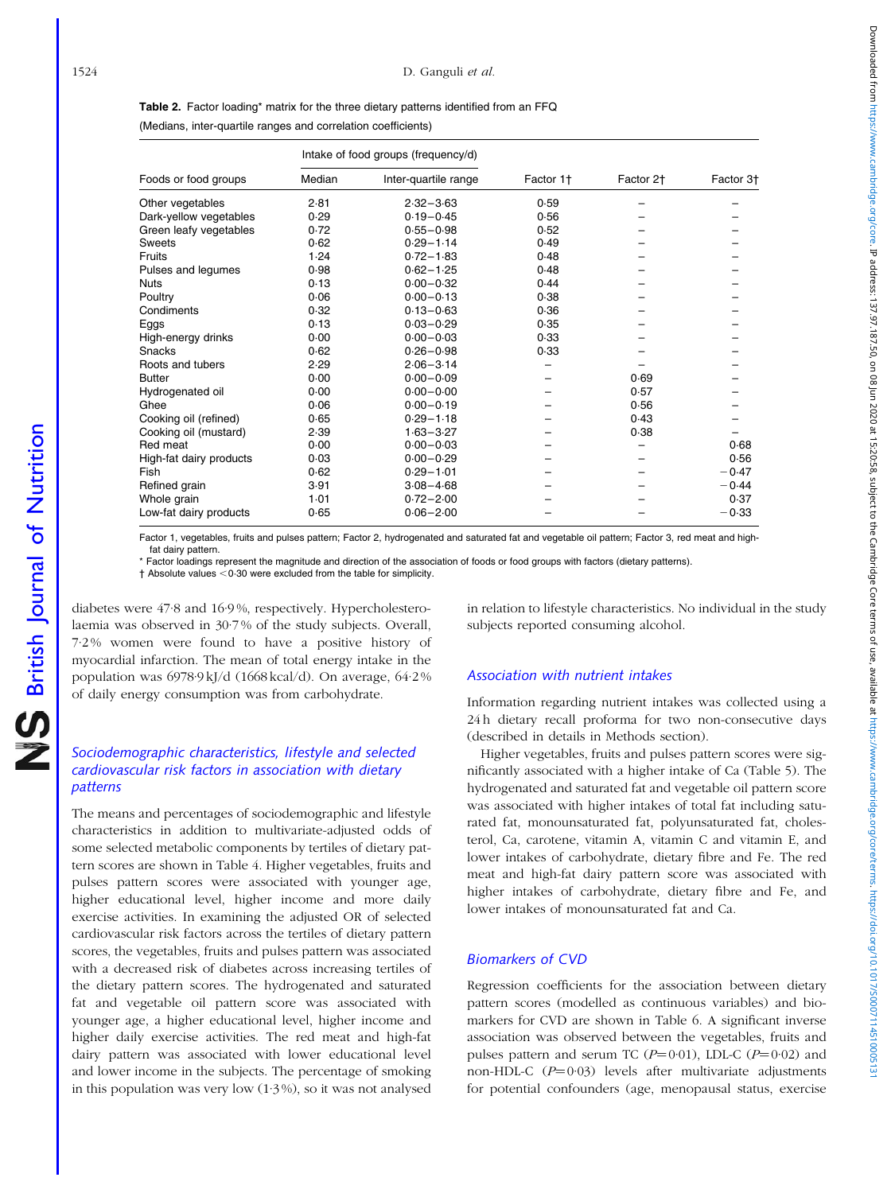**Table 2.** Factor loading* matrix for the three dietary patterns identified from an FFQ

(Medians, inter-quartile ranges and correlation coefficients)

| | Intake of food groups (frequency/d) | | | | |
|---|---|---|---|---|---|
| Foods or food groups | Median | Inter-quartile range | Factor 1† | Factor 2† | Factor 3† |
| Other vegetables | 2·81 | 2·32–3·63 | 0·59 | – | – |
| Dark-yellow vegetables | 0·29 | 0·19–0·45 | 0·56 | – | – |
| Green leafy vegetables | 0·72 | 0·55–0·98 | 0·52 | – | – |
| Sweets | 0·62 | 0·29–1·14 | 0·49 | – | – |
| Fruits | 1·24 | 0·72–1·83 | 0·48 | – | – |
| Pulses and legumes | 0·98 | 0·62–1·25 | 0·48 | – | – |
| Nuts | 0·13 | 0·00–0·32 | 0·44 | – | – |
| Poultry | 0·06 | 0·00–0·13 | 0·38 | – | – |
| Condiments | 0·32 | 0·13–0·63 | 0·36 | – | – |
| Eggs | 0·13 | 0·03–0·29 | 0·35 | – | – |
| High-energy drinks | 0·00 | 0·00–0·03 | 0·33 | – | – |
| Snacks | 0·62 | 0·26–0·98 | 0·33 | – | – |
| Roots and tubers | 2·29 | 2·06–3·14 | – | – | – |
| Butter | 0·00 | 0·00–0·09 | – | 0·69 | – |
| Hydrogenated oil | 0·00 | 0·00–0·00 | – | 0·57 | – |
| Ghee | 0·06 | 0·00–0·19 | – | 0·56 | – |
| Cooking oil (refined) | 0·65 | 0·29–1·18 | – | 0·43 | – |
| Cooking oil (mustard) | 2·39 | 1·63–3·27 | – | 0·38 | – |
| Red meat | 0·00 | 0·00–0·03 | – | – | 0·68 |
| High-fat dairy products | 0·03 | 0·00–0·29 | – | – | 0·56 |
| Fish | 0·62 | 0·29–1·01 | – | – | −0·47 |
| Refined grain | 3·91 | 3·08–4·68 | – | – | −0·44 |
| Whole grain | 1·01 | 0·72–2·00 | – | – | 0·37 |
| Low-fat dairy products | 0·65 | 0·06–2·00 | – | – | −0·33 |

Factor 1, vegetables, fruits and pulses pattern; Factor 2, hydrogenated and saturated fat and vegetable oil pattern; Factor 3, red meat and high-fat dairy pattern.

\* Factor loadings represent the magnitude and direction of the association of foods or food groups with factors (dietary patterns).

† Absolute values <0·30 were excluded from the table for simplicity.

diabetes were 47·8 and 16·9 %, respectively. Hypercholesterolaemia was observed in 30·7 % of the study subjects. Overall, 7·2 % women were found to have a positive history of myocardial infarction. The mean of total energy intake in the population was 6978·9 kJ/d (1668 kcal/d). On average, 64·2 % of daily energy consumption was from carbohydrate.

### Sociodemographic characteristics, lifestyle and selected cardiovascular risk factors in association with dietary patterns

The means and percentages of sociodemographic and lifestyle characteristics in addition to multivariate-adjusted odds of some selected metabolic components by tertiles of dietary pattern scores are shown in Table 4. Higher vegetables, fruits and pulses pattern scores were associated with younger age, higher educational level, higher income and more daily exercise activities. In examining the adjusted OR of selected cardiovascular risk factors across the tertiles of dietary pattern scores, the vegetables, fruits and pulses pattern was associated with a decreased risk of diabetes across increasing tertiles of the dietary pattern scores. The hydrogenated and saturated fat and vegetable oil pattern score was associated with younger age, a higher educational level, higher income and higher daily exercise activities. The red meat and high-fat dairy pattern was associated with lower educational level and lower income in the subjects. The percentage of smoking in this population was very low (1·3 %), so it was not analysed in relation to lifestyle characteristics. No individual in the study subjects reported consuming alcohol.

### Association with nutrient intakes

Information regarding nutrient intakes was collected using a 24 h dietary recall proforma for two non-consecutive days (described in details in Methods section).

Higher vegetables, fruits and pulses pattern scores were significantly associated with a higher intake of Ca (Table 5). The hydrogenated and saturated fat and vegetable oil pattern score was associated with higher intakes of total fat including saturated fat, monounsaturated fat, polyunsaturated fat, cholesterol, Ca, carotene, vitamin A, vitamin C and vitamin E, and lower intakes of carbohydrate, dietary fibre and Fe. The red meat and high-fat dairy pattern score was associated with higher intakes of carbohydrate, dietary fibre and Fe, and lower intakes of monounsaturated fat and Ca.

### Biomarkers of CVD

Regression coefficients for the association between dietary pattern scores (modelled as continuous variables) and biomarkers for CVD are shown in Table 6. A significant inverse association was observed between the vegetables, fruits and pulses pattern and serum TC ($P=0·01$), LDL-C ($P=0·02$) and non-HDL-C ($P=0·03$) levels after multivariate adjustments for potential confounders (age, menopausal status, exercise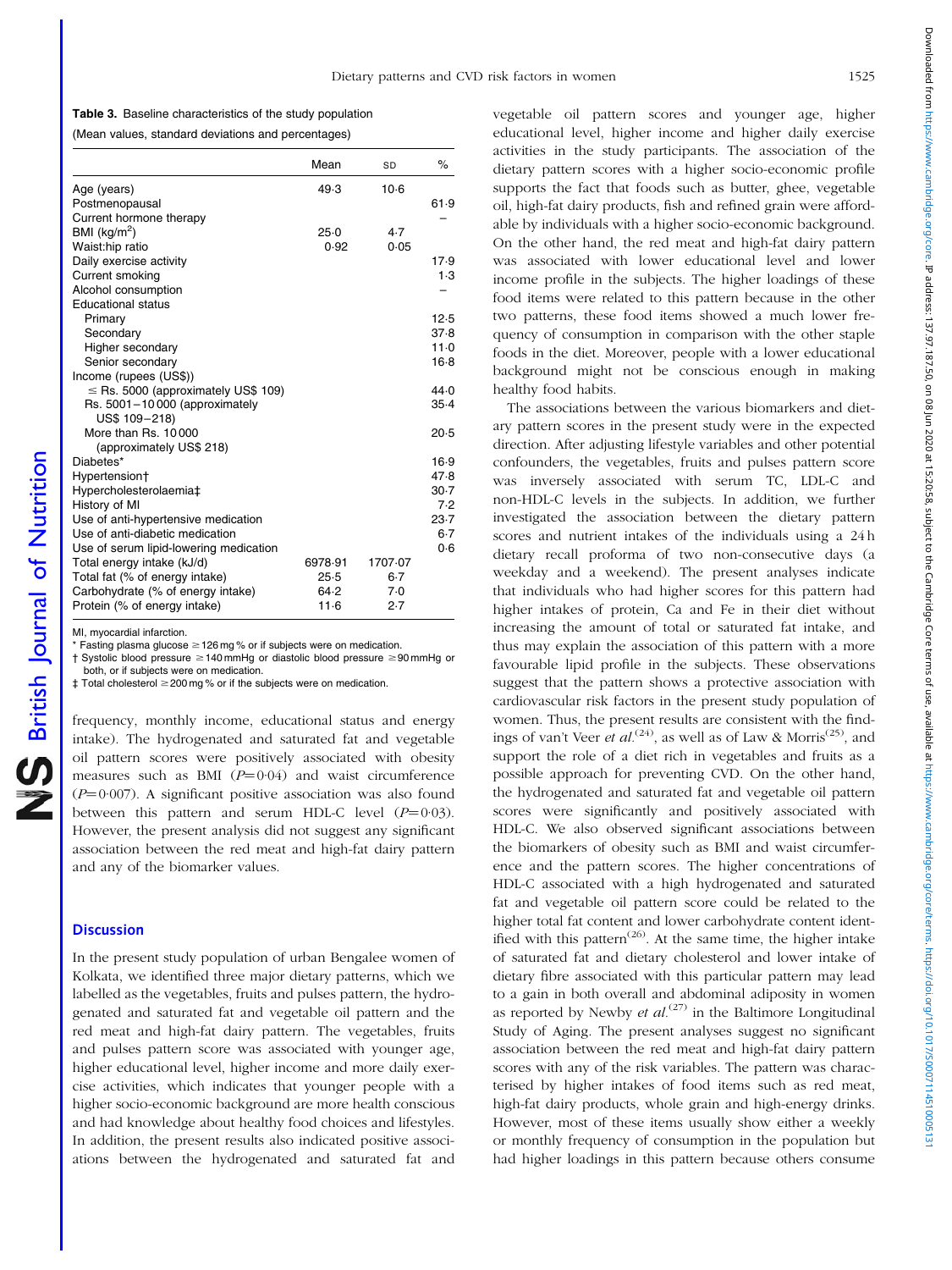**Table 3.** Baseline characteristics of the study population

(Mean values, standard deviations and percentages)

| | Mean | SD | % |
|---|---|---|---|
| Age (years) | 49·3 | 10·6 | |
| Postmenopausal | | | 61·9 |
| Current hormone therapy | | | – |
| BMI (kg/m$^2$) | 25·0 | 4·7 | |
| Waist:hip ratio | 0·92 | 0·05 | |
| Daily exercise activity | | | 17·9 |
| Current smoking | | | 1·3 |
| Alcohol consumption | | | – |
| Educational status | | | |
| Primary | | | 12·5 |
| Secondary | | | 37·8 |
| Higher secondary | | | 11·0 |
| Senior secondary | | | 16·8 |
| Income (rupees (US$)) | | | |
| ≤ Rs. 5000 (approximately US$ 109) | | | 44·0 |
| Rs. 5001–10 000 (approximately US$ 109–218) | | | 35·4 |
| More than Rs. 10 000 (approximately US$ 218) | | | 20·5 |
| Diabetes* | | | 16·9 |
| Hypertension† | | | 47·8 |
| Hypercholesterolaemia‡ | | | 30·7 |
| History of MI | | | 7·2 |
| Use of anti-hypertensive medication | | | 23·7 |
| Use of anti-diabetic medication | | | 6·7 |
| Use of serum lipid-lowering medication | | | 0·6 |
| Total energy intake (kJ/d) | 6978·91 | 1707·07 | |
| Total fat (% of energy intake) | 25·5 | 6·7 | |
| Carbohydrate (% of energy intake) | 64·2 | 7·0 | |
| Protein (% of energy intake) | 11·6 | 2·7 | |

MI, myocardial infarction.

\* Fasting plasma glucose ≥126 mg % or if subjects were on medication.

† Systolic blood pressure ≥140 mmHg or diastolic blood pressure ≥90 mmHg or both, or if subjects were on medication.

‡ Total cholesterol ≥200 mg % or if the subjects were on medication.

frequency, monthly income, educational status and energy intake). The hydrogenated and saturated fat and vegetable oil pattern scores were positively associated with obesity measures such as BMI ($P$=0·04) and waist circumference ($P$=0·007). A significant positive association was also found between this pattern and serum HDL-C level ($P$=0·03). However, the present analysis did not suggest any significant association between the red meat and high-fat dairy pattern and any of the biomarker values.

## Discussion

In the present study population of urban Bengalee women of Kolkata, we identified three major dietary patterns, which we labelled as the vegetables, fruits and pulses pattern, the hydrogenated and saturated fat and vegetable oil pattern and the red meat and high-fat dairy pattern. The vegetables, fruits and pulses pattern score was associated with younger age, higher educational level, higher income and more daily exercise activities, which indicates that younger people with a higher socio-economic background are more health conscious and had knowledge about healthy food choices and lifestyles. In addition, the present results also indicated positive associations between the hydrogenated and saturated fat and vegetable oil pattern scores and younger age, higher educational level, higher income and higher daily exercise activities in the study participants. The association of the dietary pattern scores with a higher socio-economic profile supports the fact that foods such as butter, ghee, vegetable oil, high-fat dairy products, fish and refined grain were affordable by individuals with a higher socio-economic background. On the other hand, the red meat and high-fat dairy pattern was associated with lower educational level and lower income profile in the subjects. The higher loadings of these food items were related to this pattern because in the other two patterns, these food items showed a much lower frequency of consumption in comparison with the other staple foods in the diet. Moreover, people with a lower educational background might not be conscious enough in making healthy food habits.

The associations between the various biomarkers and dietary pattern scores in the present study were in the expected direction. After adjusting lifestyle variables and other potential confounders, the vegetables, fruits and pulses pattern score was inversely associated with serum TC, LDL-C and non-HDL-C levels in the subjects. In addition, we further investigated the association between the dietary pattern scores and nutrient intakes of the individuals using a 24 h dietary recall proforma of two non-consecutive days (a weekday and a weekend). The present analyses indicate that individuals who had higher scores for this pattern had higher intakes of protein, Ca and Fe in their diet without increasing the amount of total or saturated fat intake, and thus may explain the association of this pattern with a more favourable lipid profile in the subjects. These observations suggest that the pattern shows a protective association with cardiovascular risk factors in the present study population of women. Thus, the present results are consistent with the findings of van't Veer *et al.*[24], as well as of Law & Morris[25], and support the role of a diet rich in vegetables and fruits as a possible approach for preventing CVD. On the other hand, the hydrogenated and saturated fat and vegetable oil pattern scores were significantly and positively associated with HDL-C. We also observed significant associations between the biomarkers of obesity such as BMI and waist circumference and the pattern scores. The higher concentrations of HDL-C associated with a high hydrogenated and saturated fat and vegetable oil pattern score could be related to the higher total fat content and lower carbohydrate content identified with this pattern[26]. At the same time, the higher intake of saturated fat and dietary cholesterol and lower intake of dietary fibre associated with this particular pattern may lead to a gain in both overall and abdominal adiposity in women as reported by Newby *et al.*[27] in the Baltimore Longitudinal Study of Aging. The present analyses suggest no significant association between the red meat and high-fat dairy pattern scores with any of the risk variables. The pattern was characterised by higher intakes of food items such as red meat, high-fat dairy products, whole grain and high-energy drinks. However, most of these items usually show either a weekly or monthly frequency of consumption in the population but had higher loadings in this pattern because others consume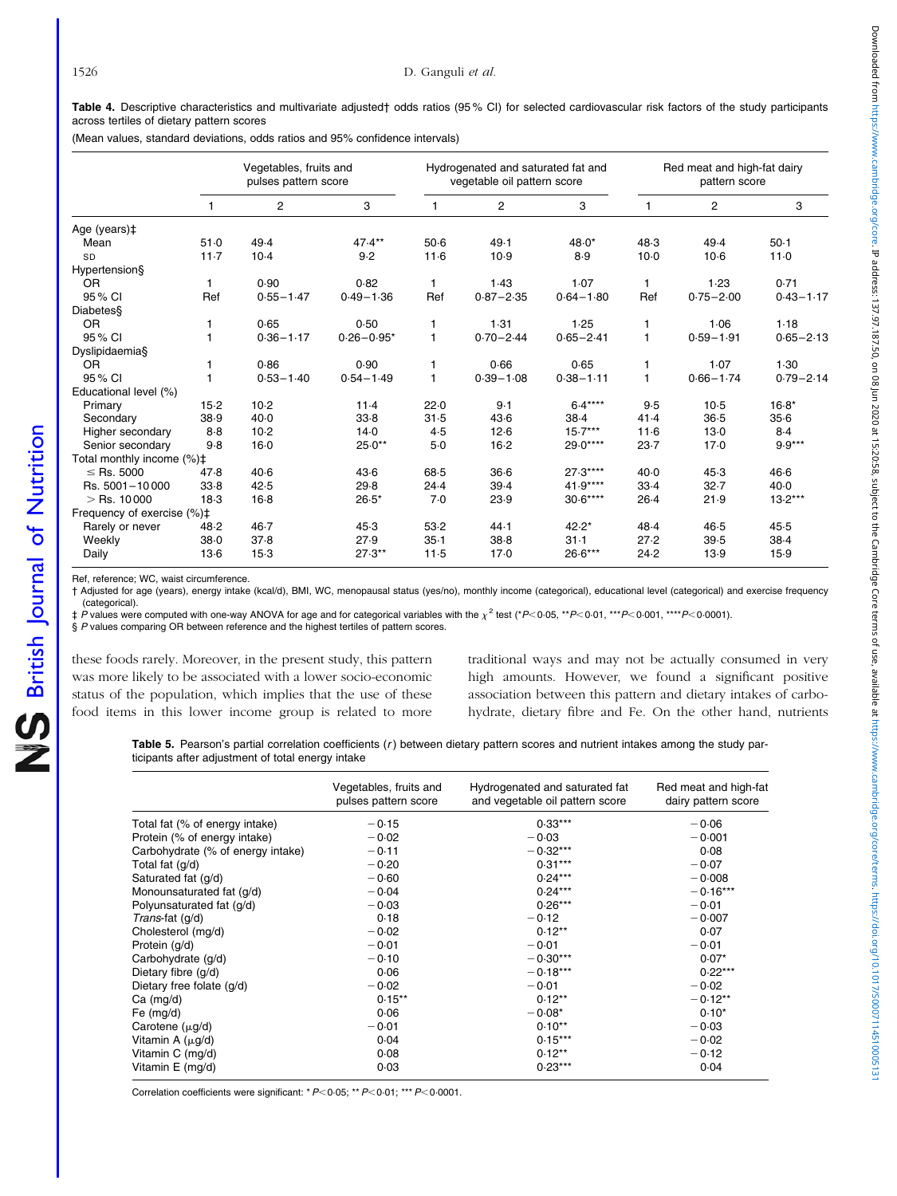**Table 4.** Descriptive characteristics and multivariate adjusted† odds ratios (95 % CI) for selected cardiovascular risk factors of the study participants across tertiles of dietary pattern scores

(Mean values, standard deviations, odds ratios and 95% confidence intervals)

| | Vegetables, fruits and pulses pattern score | | | Hydrogenated and saturated fat and vegetable oil pattern score | | | Red meat and high-fat dairy pattern score | | |
|---|---|---|---|---|---|---|---|---|---|
| | 1 | 2 | 3 | 1 | 2 | 3 | 1 | 2 | 3 |
| Age (years)‡ | | | | | | | | | |
| Mean | 51·0 | 49·4 | 47·4** | 50·6 | 49·1 | 48·0* | 48·3 | 49·4 | 50·1 |
| SD | 11·7 | 10·4 | 9·2 | 11·6 | 10·9 | 8·9 | 10·0 | 10·6 | 11·0 |
| Hypertension§ | | | | | | | | | |
| OR | 1 | 0·90 | 0·82 | 1 | 1·43 | 1·07 | 1 | 1·23 | 0·71 |
| 95 % CI | Ref | 0·55–1·47 | 0·49–1·36 | Ref | 0·87–2·35 | 0·64–1·80 | Ref | 0·75–2·00 | 0·43–1·17 |
| Diabetes§ | | | | | | | | | |
| OR | 1 | 0·65 | 0·50 | 1 | 1·31 | 1·25 | 1 | 1·06 | 1·18 |
| 95 % CI | 1 | 0·36–1·17 | 0·26–0·95* | 1 | 0·70–2·44 | 0·65–2·41 | 1 | 0·59–1·91 | 0·65–2·13 |
| Dyslipidaemia§ | | | | | | | | | |
| OR | 1 | 0·86 | 0·90 | 1 | 0·66 | 0·65 | 1 | 1·07 | 1·30 |
| 95 % CI | 1 | 0·53–1·40 | 0·54–1·49 | 1 | 0·39–1·08 | 0·38–1·11 | 1 | 0·66–1·74 | 0·79–2·14 |
| Educational level (%) | | | | | | | | | |
| Primary | 15·2 | 10·2 | 11·4 | 22·0 | 9·1 | 6·4**** | 9·5 | 10·5 | 16·8* |
| Secondary | 38·9 | 40·0 | 33·8 | 31·5 | 43·6 | 38·4 | 41·4 | 36·5 | 35·6 |
| Higher secondary | 8·8 | 10·2 | 14·0 | 4·5 | 12·6 | 15·7*** | 11·6 | 13·0 | 8·4 |
| Senior secondary | 9·8 | 16·0 | 25·0** | 5·0 | 16·2 | 29·0**** | 23·7 | 17·0 | 9·9*** |
| Total monthly income (%)‡ | | | | | | | | | |
| ≤ Rs. 5000 | 47·8 | 40·6 | 43·6 | 68·5 | 36·6 | 27·3**** | 40·0 | 45·3 | 46·6 |
| Rs. 5001–10 000 | 33·8 | 42·5 | 29·8 | 24·4 | 39·4 | 41·9**** | 33·4 | 32·7 | 40·0 |
| > Rs. 10 000 | 18·3 | 16·8 | 26·5* | 7·0 | 23·9 | 30·6**** | 26·4 | 21·9 | 13·2*** |
| Frequency of exercise (%)‡ | | | | | | | | | |
| Rarely or never | 48·2 | 46·7 | 45·3 | 53·2 | 44·1 | 42·2* | 48·4 | 46·5 | 45·5 |
| Weekly | 38·0 | 37·8 | 27·9 | 35·1 | 38·8 | 31·1 | 27·2 | 39·5 | 38·4 |
| Daily | 13·6 | 15·3 | 27·3** | 11·5 | 17·0 | 26·6*** | 24·2 | 13·9 | 15·9 |

Ref, reference; WC, waist circumference.

† Adjusted for age (years), energy intake (kcal/d), BMI, WC, menopausal status (yes/no), monthly income (categorical), educational level (categorical) and exercise frequency (categorical).

‡ *P* values were computed with one-way ANOVA for age and for categorical variables with the $\chi^2$ test (*$P<0·05$, **$P<0·01$, ***$P<0·001$, ****$P<0·0001$).

§ *P* values comparing OR between reference and the highest tertiles of pattern scores.

these foods rarely. Moreover, in the present study, this pattern was more likely to be associated with a lower socio-economic status of the population, which implies that the use of these food items in this lower income group is related to more traditional ways and may not be actually consumed in very high amounts. However, we found a significant positive association between this pattern and dietary intakes of carbohydrate, dietary fibre and Fe. On the other hand, nutrients

**Table 5.** Pearson's partial correlation coefficients ($r$) between dietary pattern scores and nutrient intakes among the study participants after adjustment of total energy intake

| | Vegetables, fruits and pulses pattern score | Hydrogenated and saturated fat and vegetable oil pattern score | Red meat and high-fat dairy pattern score |
|---|---|---|---|
| Total fat (% of energy intake) | −0·15 | 0·33*** | −0·06 |
| Protein (% of energy intake) | −0·02 | −0·03 | −0·001 |
| Carbohydrate (% of energy intake) | −0·11 | −0·32*** | 0·08 |
| Total fat (g/d) | −0·20 | 0·31*** | −0·07 |
| Saturated fat (g/d) | −0·60 | 0·24*** | −0·008 |
| Monounsaturated fat (g/d) | −0·04 | 0·24*** | −0·16*** |
| Polyunsaturated fat (g/d) | −0·03 | 0·26*** | −0·01 |
| *Trans*-fat (g/d) | 0·18 | −0·12 | −0·007 |
| Cholesterol (mg/d) | −0·02 | 0·12** | 0·07 |
| Protein (g/d) | −0·01 | −0·01 | −0·01 |
| Carbohydrate (g/d) | −0·10 | −0·30*** | 0·07* |
| Dietary fibre (g/d) | 0·06 | −0·18*** | 0·22*** |
| Dietary free folate (g/d) | −0·02 | −0·01 | −0·02 |
| Ca (mg/d) | 0·15** | 0·12** | −0·12** |
| Fe (mg/d) | 0·06 | −0·08* | 0·10* |
| Carotene (μg/d) | −0·01 | 0·10** | −0·03 |
| Vitamin A (μg/d) | 0·04 | 0·15*** | −0·02 |
| Vitamin C (mg/d) | 0·08 | 0·12** | −0·12 |
| Vitamin E (mg/d) | 0·03 | 0·23*** | 0·04 |

Correlation coefficients were significant: * $P<0·05$; ** $P<0·01$; *** $P<0·0001$.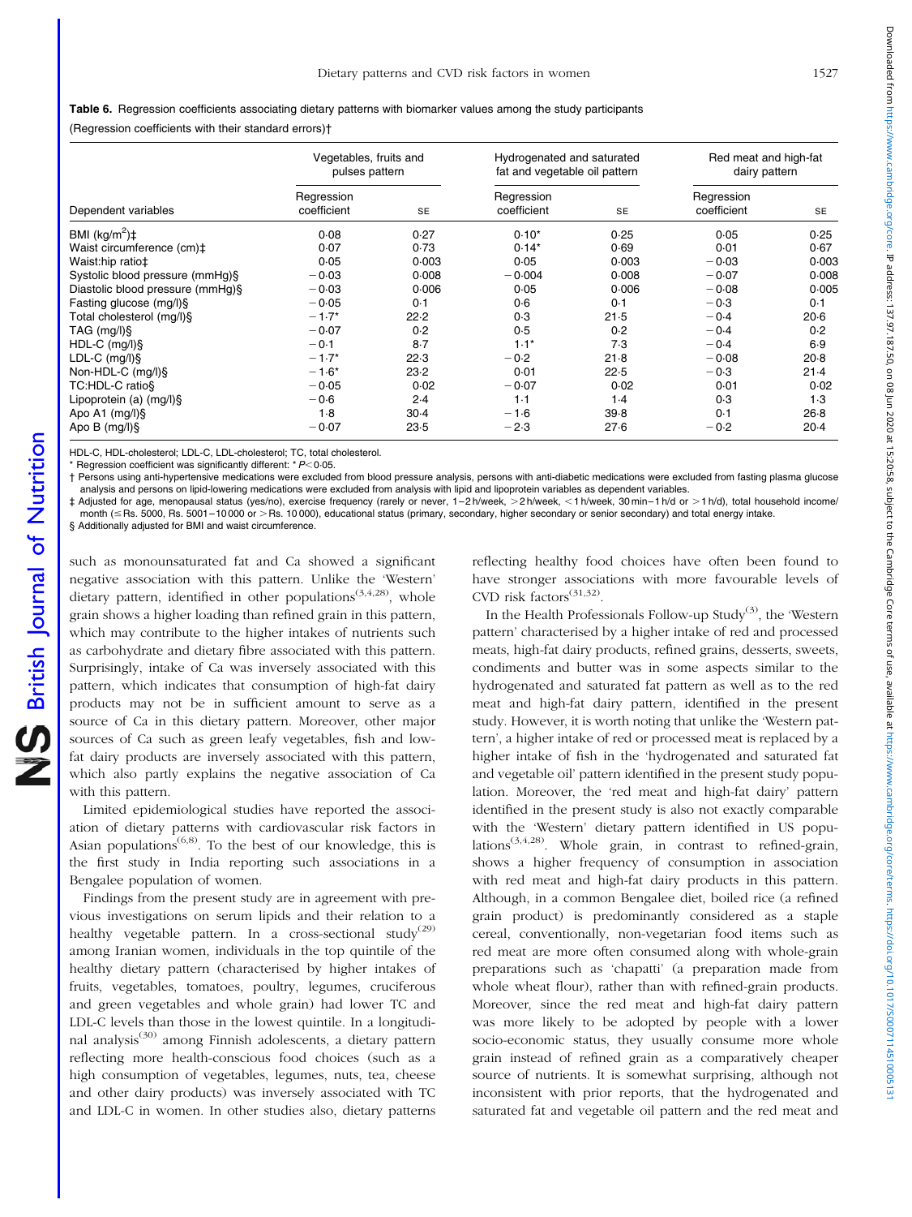**Table 6.** Regression coefficients associating dietary patterns with biomarker values among the study participants

(Regression coefficients with their standard errors)†

| | Vegetables, fruits and pulses pattern | | Hydrogenated and saturated fat and vegetable oil pattern | | Red meat and high-fat dairy pattern | |
|---|---|---|---|---|---|---|
| Dependent variables | Regression coefficient | SE | Regression coefficient | SE | Regression coefficient | SE |
| BMI (kg/m$^2$)‡ | 0·08 | 0·27 | 0·10* | 0·25 | 0·05 | 0·25 |
| Waist circumference (cm)‡ | 0·07 | 0·73 | 0·14* | 0·69 | 0·01 | 0·67 |
| Waist:hip ratio‡ | 0·05 | 0·003 | 0·05 | 0·003 | −0·03 | 0·003 |
| Systolic blood pressure (mmHg)§ | −0·03 | 0·008 | −0·004 | 0·008 | −0·07 | 0·008 |
| Diastolic blood pressure (mmHg)§ | −0·03 | 0·006 | 0·05 | 0·006 | −0·08 | 0·005 |
| Fasting glucose (mg/l)§ | −0·05 | 0·1 | 0·6 | 0·1 | −0·3 | 0·1 |
| Total cholesterol (mg/l)§ | −1·7* | 22·2 | 0·3 | 21·5 | −0·4 | 20·6 |
| TAG (mg/l)§ | −0·07 | 0·2 | 0·5 | 0·2 | −0·4 | 0·2 |
| HDL-C (mg/l)§ | −0·1 | 8·7 | 1·1* | 7·3 | −0·4 | 6·9 |
| LDL-C (mg/l)§ | −1·7* | 22·3 | −0·2 | 21·8 | −0·08 | 20·8 |
| Non-HDL-C (mg/l)§ | −1·6* | 23·2 | 0·01 | 22·5 | −0·3 | 21·4 |
| TC:HDL-C ratio§ | −0·05 | 0·02 | −0·07 | 0·02 | 0·01 | 0·02 |
| Lipoprotein (a) (mg/l)§ | −0·6 | 2·4 | 1·1 | 1·4 | 0·3 | 1·3 |
| Apo A1 (mg/l)§ | 1·8 | 30·4 | −1·6 | 39·8 | 0·1 | 26·8 |
| Apo B (mg/l)§ | −0·07 | 23·5 | −2·3 | 27·6 | −0·2 | 20·4 |

HDL-C, HDL-cholesterol; LDL-C, LDL-cholesterol; TC, total cholesterol.

\* Regression coefficient was significantly different: * $P < 0·05$.

† Persons using anti-hypertensive medications were excluded from blood pressure analysis, persons with anti-diabetic medications were excluded from fasting plasma glucose analysis and persons on lipid-lowering medications were excluded from analysis with lipid and lipoprotein variables as dependent variables.

‡ Adjusted for age, menopausal status (yes/no), exercise frequency (rarely or never, 1–2 h/week, >2 h/week, <1 h/week, 30 min–1 h/d or >1 h/d), total household income/month (≤Rs. 5000, Rs. 5001–10 000 or >Rs. 10 000), educational status (primary, secondary, higher secondary or senior secondary) and total energy intake.

§ Additionally adjusted for BMI and waist circumference.

such as monounsaturated fat and Ca showed a significant negative association with this pattern. Unlike the 'Western' dietary pattern, identified in other populations[3,4,28], whole grain shows a higher loading than refined grain in this pattern, which may contribute to the higher intakes of nutrients such as carbohydrate and dietary fibre associated with this pattern. Surprisingly, intake of Ca was inversely associated with this pattern, which indicates that consumption of high-fat dairy products may not be in sufficient amount to serve as a source of Ca in this dietary pattern. Moreover, other major sources of Ca such as green leafy vegetables, fish and low-fat dairy products are inversely associated with this pattern, which also partly explains the negative association of Ca with this pattern.

Limited epidemiological studies have reported the association of dietary patterns with cardiovascular risk factors in Asian populations[6,8]. To the best of our knowledge, this is the first study in India reporting such associations in a Bengalee population of women.

Findings from the present study are in agreement with previous investigations on serum lipids and their relation to a healthy vegetable pattern. In a cross-sectional study[29] among Iranian women, individuals in the top quintile of the healthy dietary pattern (characterised by higher intakes of fruits, vegetables, tomatoes, poultry, legumes, cruciferous and green vegetables and whole grain) had lower TC and LDL-C levels than those in the lowest quintile. In a longitudinal analysis[30] among Finnish adolescents, a dietary pattern reflecting more health-conscious food choices (such as a high consumption of vegetables, legumes, nuts, tea, cheese and other dairy products) was inversely associated with TC and LDL-C in women. In other studies also, dietary patterns reflecting healthy food choices have often been found to have stronger associations with more favourable levels of CVD risk factors[31,32].

In the Health Professionals Follow-up Study[3], the 'Western pattern' characterised by a higher intake of red and processed meats, high-fat dairy products, refined grains, desserts, sweets, condiments and butter was in some aspects similar to the hydrogenated and saturated fat pattern as well as to the red meat and high-fat dairy pattern, identified in the present study. However, it is worth noting that unlike the 'Western pattern', a higher intake of red or processed meat is replaced by a higher intake of fish in the 'hydrogenated and saturated fat and vegetable oil' pattern identified in the present study population. Moreover, the 'red meat and high-fat dairy' pattern identified in the present study is also not exactly comparable with the 'Western' dietary pattern identified in US populations[3,4,28]. Whole grain, in contrast to refined-grain, shows a higher frequency of consumption in association with red meat and high-fat dairy products in this pattern. Although, in a common Bengalee diet, boiled rice (a refined grain product) is predominantly considered as a staple cereal, conventionally, non-vegetarian food items such as red meat are more often consumed along with whole-grain preparations such as 'chapatti' (a preparation made from whole wheat flour), rather than with refined-grain products. Moreover, since the red meat and high-fat dairy pattern was more likely to be adopted by people with a lower socio-economic status, they usually consume more whole grain instead of refined grain as a comparatively cheaper source of nutrients. It is somewhat surprising, although not inconsistent with prior reports, that the hydrogenated and saturated fat and vegetable oil pattern and the red meat and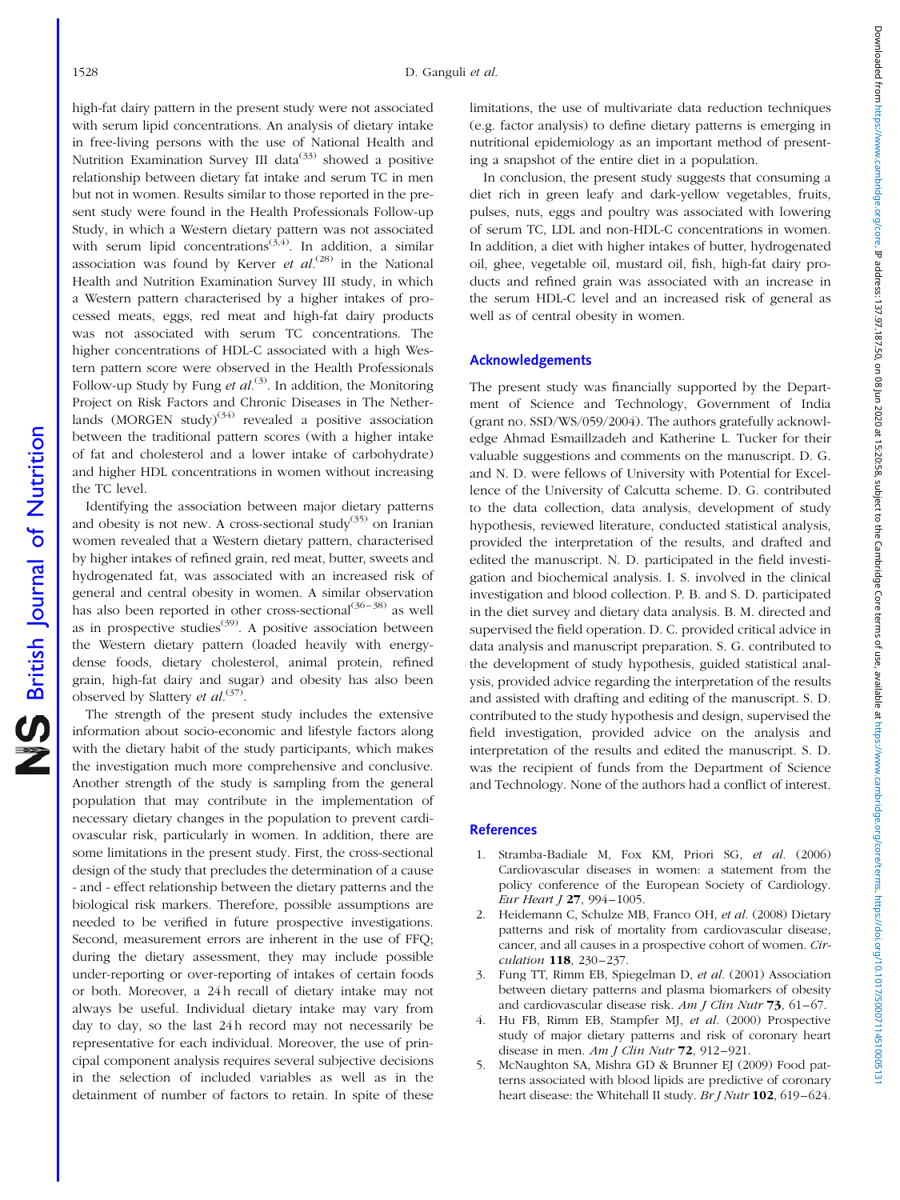high-fat dairy pattern in the present study were not associated with serum lipid concentrations. An analysis of dietary intake in free-living persons with the use of National Health and Nutrition Examination Survey III data[33] showed a positive relationship between dietary fat intake and serum TC in men but not in women. Results similar to those reported in the present study were found in the Health Professionals Follow-up Study, in which a Western dietary pattern was not associated with serum lipid concentrations[3,4]. In addition, a similar association was found by Kerver *et al.*[28] in the National Health and Nutrition Examination Survey III study, in which a Western pattern characterised by a higher intakes of processed meats, eggs, red meat and high-fat dairy products was not associated with serum TC concentrations. The higher concentrations of HDL-C associated with a high Western pattern score were observed in the Health Professionals Follow-up Study by Fung *et al.*[3]. In addition, the Monitoring Project on Risk Factors and Chronic Diseases in The Netherlands (MORGEN study)[34] revealed a positive association between the traditional pattern scores (with a higher intake of fat and cholesterol and a lower intake of carbohydrate) and higher HDL concentrations in women without increasing the TC level.

Identifying the association between major dietary patterns and obesity is not new. A cross-sectional study[35] on Iranian women revealed that a Western dietary pattern, characterised by higher intakes of refined grain, red meat, butter, sweets and hydrogenated fat, was associated with an increased risk of general and central obesity in women. A similar observation has also been reported in other cross-sectional[36–38] as well as in prospective studies[39]. A positive association between the Western dietary pattern (loaded heavily with energy-dense foods, dietary cholesterol, animal protein, refined grain, high-fat dairy and sugar) and obesity has also been observed by Slattery *et al.*[37].

The strength of the present study includes the extensive information about socio-economic and lifestyle factors along with the dietary habit of the study participants, which makes the investigation much more comprehensive and conclusive. Another strength of the study is sampling from the general population that may contribute in the implementation of necessary dietary changes in the population to prevent cardiovascular risk, particularly in women. In addition, there are some limitations in the present study. First, the cross-sectional design of the study that precludes the determination of a cause - and - effect relationship between the dietary patterns and the biological risk markers. Therefore, possible assumptions are needed to be verified in future prospective investigations. Second, measurement errors are inherent in the use of FFQ; during the dietary assessment, they may include possible under-reporting or over-reporting of intakes of certain foods or both. Moreover, a 24 h recall of dietary intake may not always be useful. Individual dietary intake may vary from day to day, so the last 24 h record may not necessarily be representative for each individual. Moreover, the use of principal component analysis requires several subjective decisions in the selection of included variables as well as in the detainment of number of factors to retain. In spite of these limitations, the use of multivariate data reduction techniques (e.g. factor analysis) to define dietary patterns is emerging in nutritional epidemiology as an important method of presenting a snapshot of the entire diet in a population.

In conclusion, the present study suggests that consuming a diet rich in green leafy and dark-yellow vegetables, fruits, pulses, nuts, eggs and poultry was associated with lowering of serum TC, LDL and non-HDL-C concentrations in women. In addition, a diet with higher intakes of butter, hydrogenated oil, ghee, vegetable oil, mustard oil, fish, high-fat dairy products and refined grain was associated with an increase in the serum HDL-C level and an increased risk of general as well as of central obesity in women.

## Acknowledgements

The present study was financially supported by the Department of Science and Technology, Government of India (grant no. SSD/WS/059/2004). The authors gratefully acknowledge Ahmad Esmaillzadeh and Katherine L. Tucker for their valuable suggestions and comments on the manuscript. D. G. and N. D. were fellows of University with Potential for Excellence of the University of Calcutta scheme. D. G. contributed to the data collection, data analysis, development of study hypothesis, reviewed literature, conducted statistical analysis, provided the interpretation of the results, and drafted and edited the manuscript. N. D. participated in the field investigation and biochemical analysis. I. S. involved in the clinical investigation and blood collection. P. B. and S. D. participated in the diet survey and dietary data analysis. B. M. directed and supervised the field operation. D. C. provided critical advice in data analysis and manuscript preparation. S. G. contributed to the development of study hypothesis, guided statistical analysis, provided advice regarding the interpretation of the results and assisted with drafting and editing of the manuscript. S. D. contributed to the study hypothesis and design, supervised the field investigation, provided advice on the analysis and interpretation of the results and edited the manuscript. S. D. was the recipient of funds from the Department of Science and Technology. None of the authors had a conflict of interest.

## References

1. Stramba-Badiale M, Fox KM, Priori SG, *et al.* (2006) Cardiovascular diseases in women: a statement from the policy conference of the European Society of Cardiology. *Eur Heart J* **27**, 994–1005.
2. Heidemann C, Schulze MB, Franco OH, *et al.* (2008) Dietary patterns and risk of mortality from cardiovascular disease, cancer, and all causes in a prospective cohort of women. *Circulation* **118**, 230–237.
3. Fung TT, Rimm EB, Spiegelman D, *et al.* (2001) Association between dietary patterns and plasma biomarkers of obesity and cardiovascular disease risk. *Am J Clin Nutr* **73**, 61–67.
4. Hu FB, Rimm EB, Stampfer MJ, *et al.* (2000) Prospective study of major dietary patterns and risk of coronary heart disease in men. *Am J Clin Nutr* **72**, 912–921.
5. McNaughton SA, Mishra GD & Brunner EJ (2009) Food patterns associated with blood lipids are predictive of coronary heart disease: the Whitehall II study. *Br J Nutr* **102**, 619–624.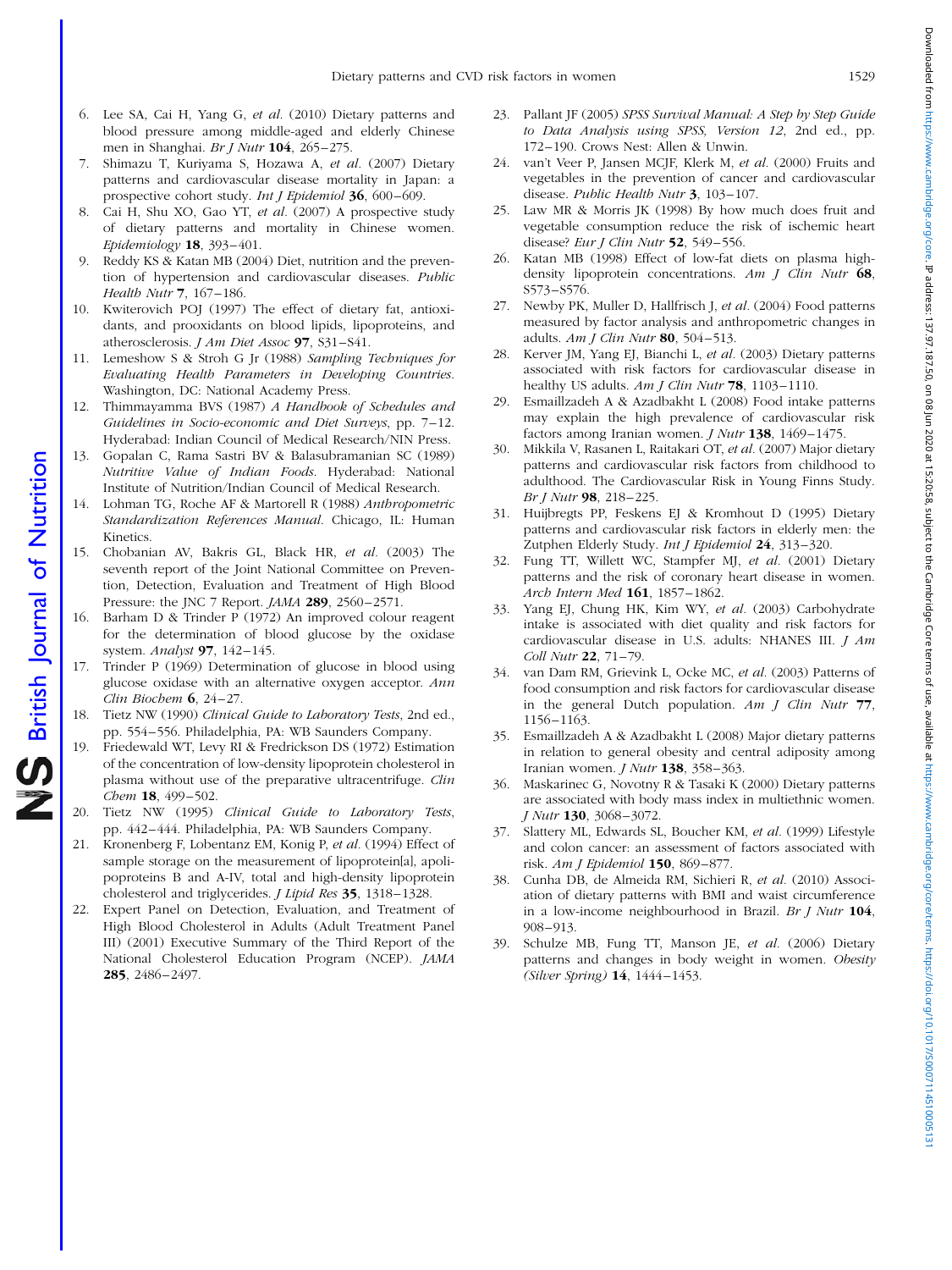6. Lee SA, Cai H, Yang G, *et al.* (2010) Dietary patterns and blood pressure among middle-aged and elderly Chinese men in Shanghai. *Br J Nutr* **104**, 265–275.
7. Shimazu T, Kuriyama S, Hozawa A, *et al.* (2007) Dietary patterns and cardiovascular disease mortality in Japan: a prospective cohort study. *Int J Epidemiol* **36**, 600–609.
8. Cai H, Shu XO, Gao YT, *et al.* (2007) A prospective study of dietary patterns and mortality in Chinese women. *Epidemiology* **18**, 393–401.
9. Reddy KS & Katan MB (2004) Diet, nutrition and the prevention of hypertension and cardiovascular diseases. *Public Health Nutr* **7**, 167–186.
10. Kwiterovich POJ (1997) The effect of dietary fat, antioxidants, and prooxidants on blood lipids, lipoproteins, and atherosclerosis. *J Am Diet Assoc* **97**, S31–S41.
11. Lemeshow S & Stroh G Jr (1988) *Sampling Techniques for Evaluating Health Parameters in Developing Countries*. Washington, DC: National Academy Press.
12. Thimmayamma BVS (1987) *A Handbook of Schedules and Guidelines in Socio-economic and Diet Surveys*, pp. 7–12. Hyderabad: Indian Council of Medical Research/NIN Press.
13. Gopalan C, Rama Sastri BV & Balasubramanian SC (1989) *Nutritive Value of Indian Foods*. Hyderabad: National Institute of Nutrition/Indian Council of Medical Research.
14. Lohman TG, Roche AF & Martorell R (1988) *Anthropometric Standardization References Manual*. Chicago, IL: Human Kinetics.
15. Chobanian AV, Bakris GL, Black HR, *et al.* (2003) The seventh report of the Joint National Committee on Prevention, Detection, Evaluation and Treatment of High Blood Pressure: the JNC 7 Report. *JAMA* **289**, 2560–2571.
16. Barham D & Trinder P (1972) An improved colour reagent for the determination of blood glucose by the oxidase system. *Analyst* **97**, 142–145.
17. Trinder P (1969) Determination of glucose in blood using glucose oxidase with an alternative oxygen acceptor. *Ann Clin Biochem* **6**, 24–27.
18. Tietz NW (1990) *Clinical Guide to Laboratory Tests*, 2nd ed., pp. 554–556. Philadelphia, PA: WB Saunders Company.
19. Friedewald WT, Levy RI & Fredrickson DS (1972) Estimation of the concentration of low-density lipoprotein cholesterol in plasma without use of the preparative ultracentrifuge. *Clin Chem* **18**, 499–502.
20. Tietz NW (1995) *Clinical Guide to Laboratory Tests*, pp. 442–444. Philadelphia, PA: WB Saunders Company.
21. Kronenberg F, Lobentanz EM, Konig P, *et al.* (1994) Effect of sample storage on the measurement of lipoprotein[a], apolipoproteins B and A-IV, total and high-density lipoprotein cholesterol and triglycerides. *J Lipid Res* **35**, 1318–1328.
22. Expert Panel on Detection, Evaluation, and Treatment of High Blood Cholesterol in Adults (Adult Treatment Panel III) (2001) Executive Summary of the Third Report of the National Cholesterol Education Program (NCEP). *JAMA* **285**, 2486–2497.
23. Pallant JF (2005) *SPSS Survival Manual: A Step by Step Guide to Data Analysis using SPSS, Version 12*, 2nd ed., pp. 172–190. Crows Nest: Allen & Unwin.
24. van't Veer P, Jansen MCJF, Klerk M, *et al.* (2000) Fruits and vegetables in the prevention of cancer and cardiovascular disease. *Public Health Nutr* **3**, 103–107.
25. Law MR & Morris JK (1998) By how much does fruit and vegetable consumption reduce the risk of ischemic heart disease? *Eur J Clin Nutr* **52**, 549–556.
26. Katan MB (1998) Effect of low-fat diets on plasma high-density lipoprotein concentrations. *Am J Clin Nutr* **68**, S573–S576.
27. Newby PK, Muller D, Hallfrisch J, *et al.* (2004) Food patterns measured by factor analysis and anthropometric changes in adults. *Am J Clin Nutr* **80**, 504–513.
28. Kerver JM, Yang EJ, Bianchi L, *et al.* (2003) Dietary patterns associated with risk factors for cardiovascular disease in healthy US adults. *Am J Clin Nutr* **78**, 1103–1110.
29. Esmaillzadeh A & Azadbakht L (2008) Food intake patterns may explain the high prevalence of cardiovascular risk factors among Iranian women. *J Nutr* **138**, 1469–1475.
30. Mikkila V, Rasanen L, Raitakari OT, *et al.* (2007) Major dietary patterns and cardiovascular risk factors from childhood to adulthood. The Cardiovascular Risk in Young Finns Study. *Br J Nutr* **98**, 218–225.
31. Huijbregts PP, Feskens EJ & Kromhout D (1995) Dietary patterns and cardiovascular risk factors in elderly men: the Zutphen Elderly Study. *Int J Epidemiol* **24**, 313–320.
32. Fung TT, Willett WC, Stampfer MJ, *et al.* (2001) Dietary patterns and the risk of coronary heart disease in women. *Arch Intern Med* **161**, 1857–1862.
33. Yang EJ, Chung HK, Kim WY, *et al.* (2003) Carbohydrate intake is associated with diet quality and risk factors for cardiovascular disease in U.S. adults: NHANES III. *J Am Coll Nutr* **22**, 71–79.
34. van Dam RM, Grievink L, Ocke MC, *et al.* (2003) Patterns of food consumption and risk factors for cardiovascular disease in the general Dutch population. *Am J Clin Nutr* **77**, 1156–1163.
35. Esmaillzadeh A & Azadbakht L (2008) Major dietary patterns in relation to general obesity and central adiposity among Iranian women. *J Nutr* **138**, 358–363.
36. Maskarinec G, Novotny R & Tasaki K (2000) Dietary patterns are associated with body mass index in multiethnic women. *J Nutr* **130**, 3068–3072.
37. Slattery ML, Edwards SL, Boucher KM, *et al.* (1999) Lifestyle and colon cancer: an assessment of factors associated with risk. *Am J Epidemiol* **150**, 869–877.
38. Cunha DB, de Almeida RM, Sichieri R, *et al.* (2010) Association of dietary patterns with BMI and waist circumference in a low-income neighbourhood in Brazil. *Br J Nutr* **104**, 908–913.
39. Schulze MB, Fung TT, Manson JE, *et al.* (2006) Dietary patterns and changes in body weight in women. *Obesity (Silver Spring)* **14**, 1444–1453.